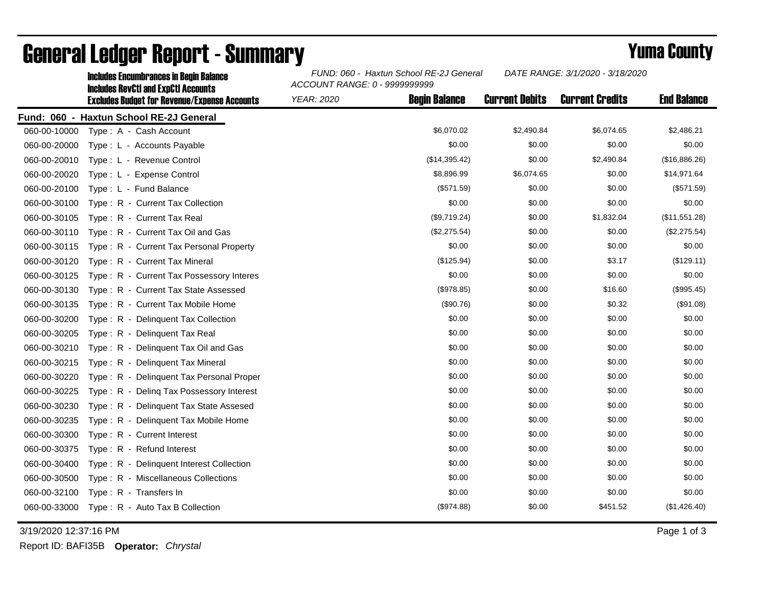# General Ledger Report - Summary

**Yuma County**

Includes Encumbrances in Begin Balance
Includes RevCtl and ExpCtl Accounts
Excludes Budget for Revenue/Expense Accounts

*FUND: 060 - Haxtun School RE-2J General*
*ACCOUNT RANGE: 0 - 9999999999*
*YEAR: 2020*
*DATE RANGE: 3/1/2020 - 3/18/2020*

**Fund: 060 - Haxtun School RE-2J General**

| Account | Description | Begin Balance | Current Debits | Current Credits | End Balance |
|---|---|---|---|---|---|
| 060-00-10000 | Type : A - Cash Account | $6,070.02 | $2,490.84 | $6,074.65 | $2,486.21 |
| 060-00-20000 | Type : L - Accounts Payable | $0.00 | $0.00 | $0.00 | $0.00 |
| 060-00-20010 | Type : L - Revenue Control | ($14,395.42) | $0.00 | $2,490.84 | ($16,886.26) |
| 060-00-20020 | Type : L - Expense Control | $8,896.99 | $6,074.65 | $0.00 | $14,971.64 |
| 060-00-20100 | Type : L - Fund Balance | ($571.59) | $0.00 | $0.00 | ($571.59) |
| 060-00-30100 | Type : R - Current Tax Collection | $0.00 | $0.00 | $0.00 | $0.00 |
| 060-00-30105 | Type : R - Current Tax Real | ($9,719.24) | $0.00 | $1,832.04 | ($11,551.28) |
| 060-00-30110 | Type : R - Current Tax Oil and Gas | ($2,275.54) | $0.00 | $0.00 | ($2,275.54) |
| 060-00-30115 | Type : R - Current Tax Personal Property | $0.00 | $0.00 | $0.00 | $0.00 |
| 060-00-30120 | Type : R - Current Tax Mineral | ($125.94) | $0.00 | $3.17 | ($129.11) |
| 060-00-30125 | Type : R - Current Tax Possessory Interes | $0.00 | $0.00 | $0.00 | $0.00 |
| 060-00-30130 | Type : R - Current Tax State Assessed | ($978.85) | $0.00 | $16.60 | ($995.45) |
| 060-00-30135 | Type : R - Current Tax Mobile Home | ($90.76) | $0.00 | $0.32 | ($91.08) |
| 060-00-30200 | Type : R - Delinquent Tax Collection | $0.00 | $0.00 | $0.00 | $0.00 |
| 060-00-30205 | Type : R - Delinquent Tax Real | $0.00 | $0.00 | $0.00 | $0.00 |
| 060-00-30210 | Type : R - Delinquent Tax Oil and Gas | $0.00 | $0.00 | $0.00 | $0.00 |
| 060-00-30215 | Type : R - Delinquent Tax Mineral | $0.00 | $0.00 | $0.00 | $0.00 |
| 060-00-30220 | Type : R - Delinquent Tax Personal Proper | $0.00 | $0.00 | $0.00 | $0.00 |
| 060-00-30225 | Type : R - Delinq Tax Possessory Interest | $0.00 | $0.00 | $0.00 | $0.00 |
| 060-00-30230 | Type : R - Delinquent Tax State Assesed | $0.00 | $0.00 | $0.00 | $0.00 |
| 060-00-30235 | Type : R - Delinquent Tax Mobile Home | $0.00 | $0.00 | $0.00 | $0.00 |
| 060-00-30300 | Type : R - Current Interest | $0.00 | $0.00 | $0.00 | $0.00 |
| 060-00-30375 | Type : R - Refund Interest | $0.00 | $0.00 | $0.00 | $0.00 |
| 060-00-30400 | Type : R - Delinquent Interest Collection | $0.00 | $0.00 | $0.00 | $0.00 |
| 060-00-30500 | Type : R - Miscellaneous Collections | $0.00 | $0.00 | $0.00 | $0.00 |
| 060-00-32100 | Type : R - Transfers In | $0.00 | $0.00 | $0.00 | $0.00 |
| 060-00-33000 | Type : R - Auto Tax B Collection | ($974.88) | $0.00 | $451.52 | ($1,426.40) |

3/19/2020 12:37:16 PM

Report ID: BAFI35B **Operator:** *Chrystal*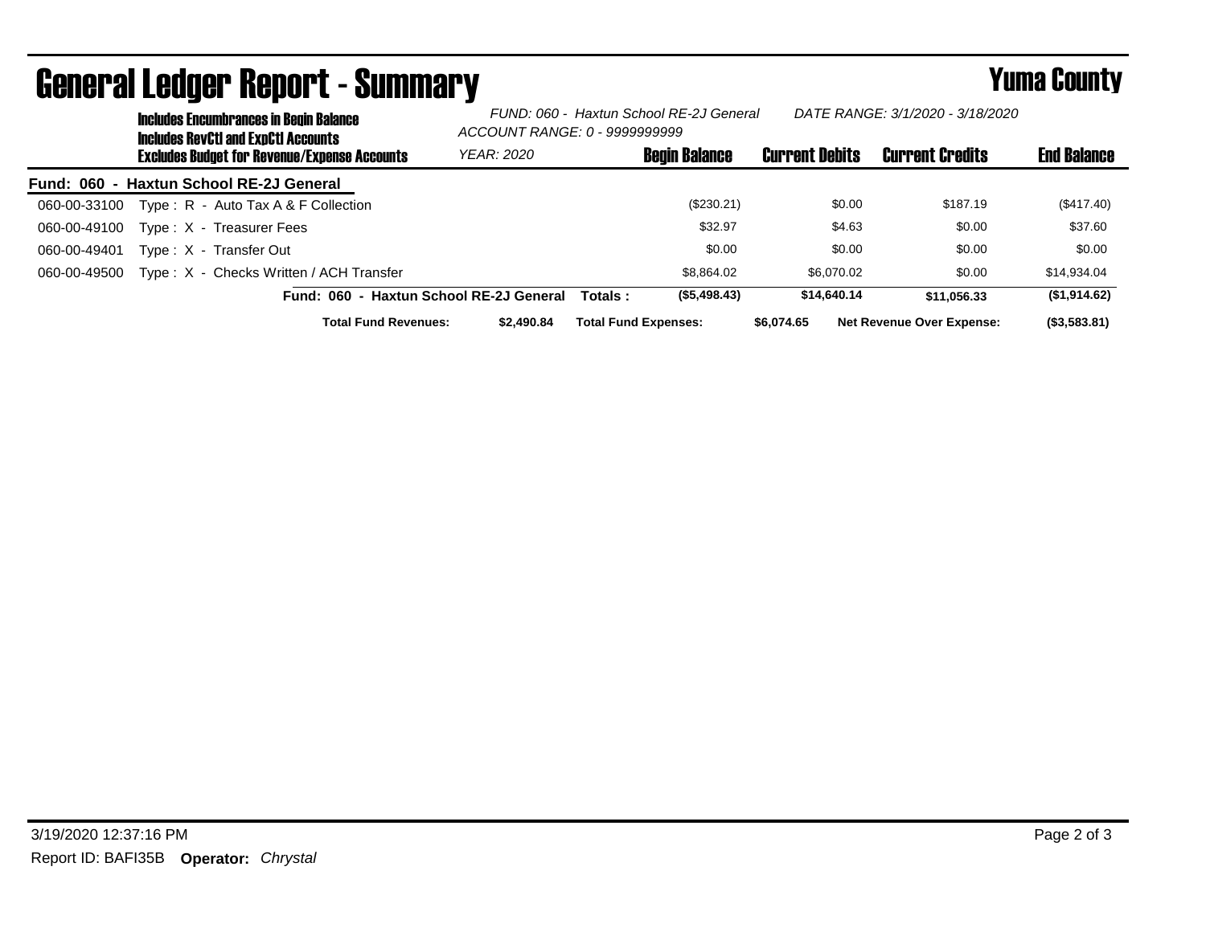# General Ledger Report - Summary

**Yuma County**

Includes Encumbrances in Begin Balance
Includes RevCtl and ExpCtl Accounts
Excludes Budget for Revenue/Expense Accounts

*FUND: 060 - Haxtun School RE-2J General*
*ACCOUNT RANGE: 0 - 9999999999*
*YEAR: 2020*
*DATE RANGE: 3/1/2020 - 3/18/2020*

| Account | Description | Begin Balance | Current Debits | Current Credits | End Balance |
|---|---|---|---|---|---|
| **Fund: 060 - Haxtun School RE-2J General** | | | | | |
| 060-00-33100 | Type : R - Auto Tax A & F Collection | ($230.21) | $0.00 | $187.19 | ($417.40) |
| 060-00-49100 | Type : X - Treasurer Fees | $32.97 | $4.63 | $0.00 | $37.60 |
| 060-00-49401 | Type : X - Transfer Out | $0.00 | $0.00 | $0.00 | $0.00 |
| 060-00-49500 | Type : X - Checks Written / ACH Transfer | $8,864.02 | $6,070.02 | $0.00 | $14,934.04 |
| | **Fund: 060 - Haxtun School RE-2J General Totals :** | **($5,498.43)** | **$14,640.14** | **$11,056.33** | **($1,914.62)** |

**Total Fund Revenues:** $2,490.84 **Total Fund Expenses:** $6,074.65 **Net Revenue Over Expense:** ($3,583.81)

3/19/2020 12:37:16 PM

Report ID: BAFI35B **Operator:** *Chrystal*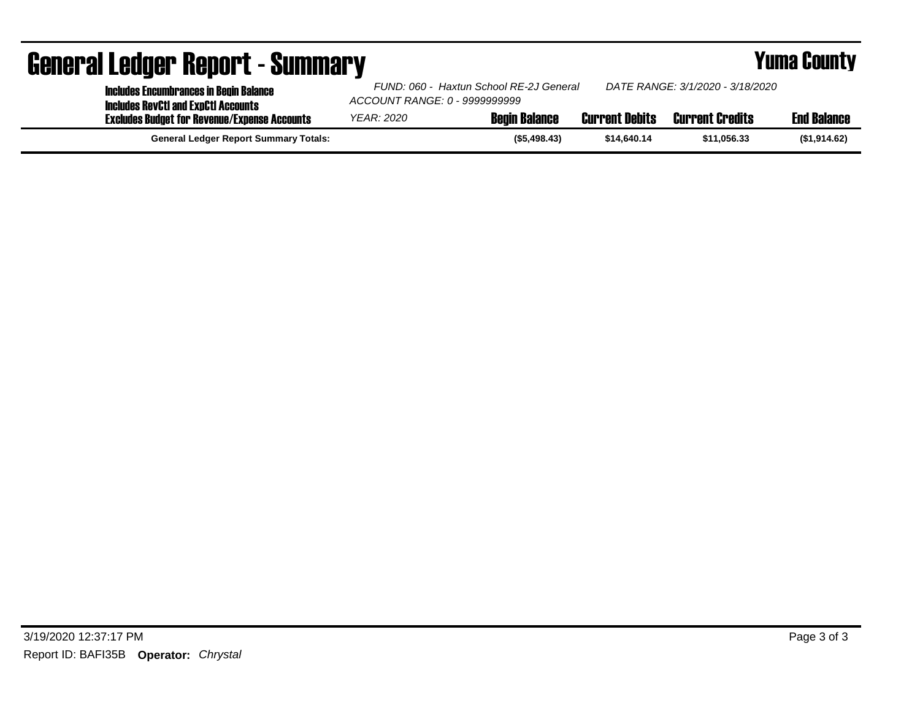# General Ledger Report - Summary

**Yuma County**

Includes Encumbrances in Begin Balance
Includes RevCtl and ExpCtl Accounts
Excludes Budget for Revenue/Expense Accounts

*FUND: 060 - Haxtun School RE-2J General*
*ACCOUNT RANGE: 0 - 9999999999*
*YEAR: 2020*
*DATE RANGE: 3/1/2020 - 3/18/2020*

| | Begin Balance | Current Debits | Current Credits | End Balance |
|---|---|---|---|---|
| **General Ledger Report Summary Totals:** | **($5,498.43)** | **$14,640.14** | **$11,056.33** | **($1,914.62)** |

3/19/2020 12:37:17 PM

Report ID: BAFI35B **Operator:** *Chrystal*